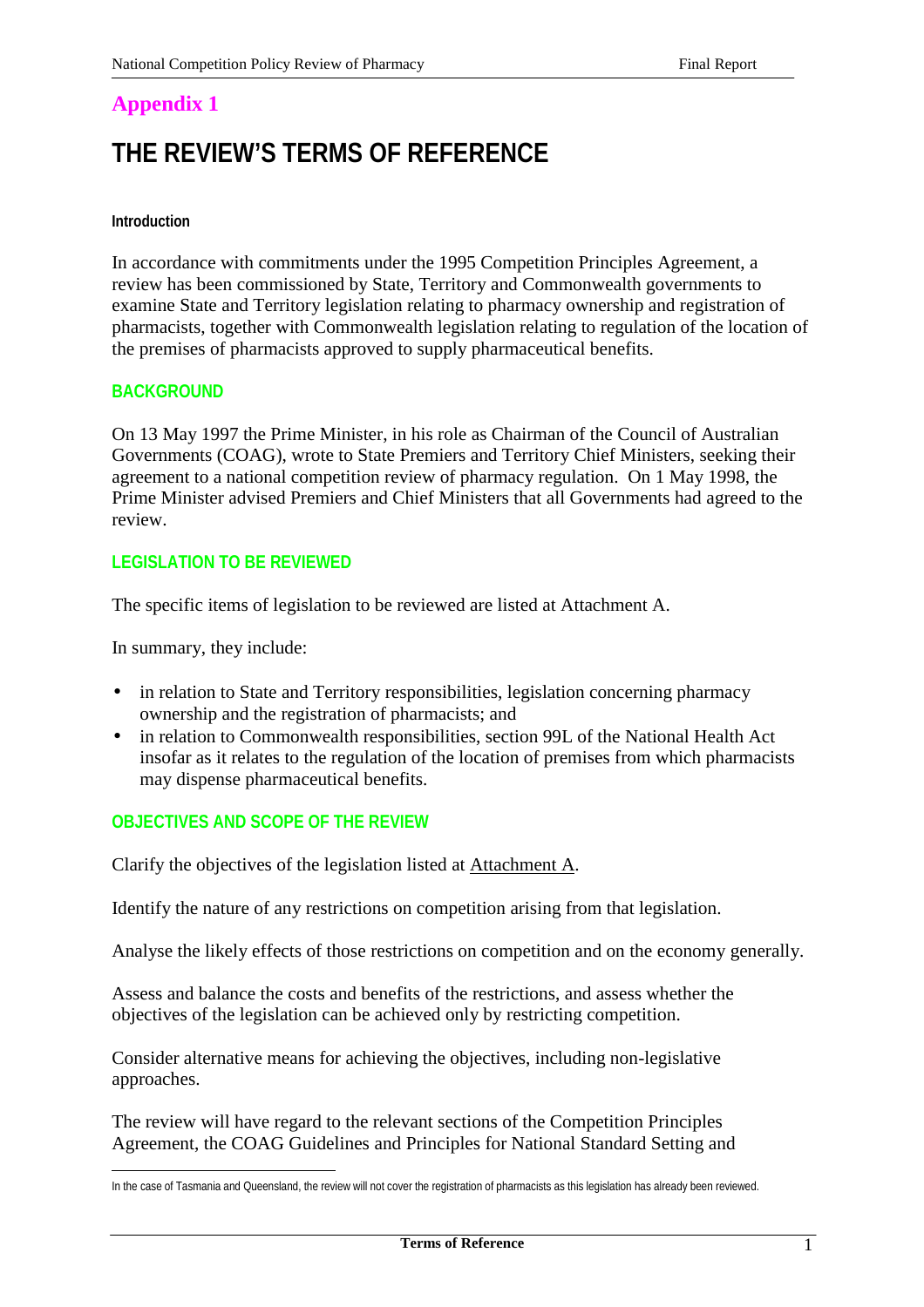# Appendix 1

# THE REVIEW'S TERMS OF REFERENCE

#### Introduction

In accordance with commitments under the 1995 Competition Principles Agreement, a review has been commissioned by State, Territory and Commonwealth governments to examine State and Territory legislation relating to pharmacy ownership and registration of pharmacists, together with Commonwealth legislation relating to regulation of the location of the premises of pharmacists approved to supply pharmaceutical benefits.

## BACKGROUND

On 13 May 1997 the Prime Minister, in his role as Chairman of the Council of Australian Governments (COAG), wrote to State Premiers and Territory Chief Ministers, seeking their agreement to a national competition review of pharmacy regulation. On 1 May 1998, the Prime Minister advised Premiers and Chief Ministers that all Governments had agreed to the review.

## LEGISLATION TO BE REVIEWED

The specific items of legislation to be reviewed are listed at Attachment A.

In summary, they include:

- in relation to State and Territory responsibilities, legislation concerning pharmacy ownership and the registration of pharmacists; and
- in relation to Commonwealth responsibilities, section 99L of the National Health Act insofar as it relates to the regulation of the location of premises from which pharmacists may dispense pharmaceutical benefits.

## OBJECTIVES AND SCOPE OF THE REVIEW

Clarify the objectives of the legislation listed at Attachment A.

Identify the nature of any restrictions on competition arising from that legislation.

Analyse the likely effects of those restrictions on competition and on the economy generally.

Assess and balance the costs and benefits of the restrictions, and assess whether the objectives of the legislation can be achieved only by restricting competition.

Consider alternative means for achieving the objectives, including non-legislative approaches.

The review will have regard to the relevant sections of the Competition Principles Agreement, the COAG Guidelines and Principles for National Standard Setting and

---

In the case of Tasmania and Queensland, the review will not cover the registration of pharmacists as this legislation has already been reviewed.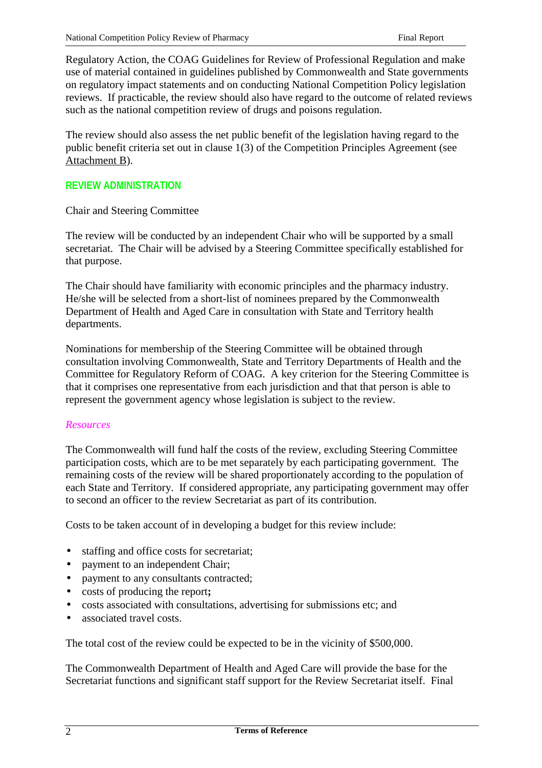Regulatory Action, the COAG Guidelines for Review of Professional Regulation and make use of material contained in guidelines published by Commonwealth and State governments on regulatory impact statements and on conducting National Competition Policy legislation reviews. If practicable, the review should also have regard to the outcome of related reviews such as the national competition review of drugs and poisons regulation.

The review should also assess the net public benefit of the legislation having regard to the public benefit criteria set out in clause 1(3) of the Competition Principles Agreement (see Attachment B).

## REVIEW ADMINISTRATION

Chair and Steering Committee

The review will be conducted by an independent Chair who will be supported by a small secretariat. The Chair will be advised by a Steering Committee specifically established for that purpose.

The Chair should have familiarity with economic principles and the pharmacy industry. He/she will be selected from a short-list of nominees prepared by the Commonwealth Department of Health and Aged Care in consultation with State and Territory health departments.

Nominations for membership of the Steering Committee will be obtained through consultation involving Commonwealth, State and Territory Departments of Health and the Committee for Regulatory Reform of COAG. A key criterion for the Steering Committee is that it comprises one representative from each jurisdiction and that that person is able to represent the government agency whose legislation is subject to the review.

*Resources*

The Commonwealth will fund half the costs of the review, excluding Steering Committee participation costs, which are to be met separately by each participating government. The remaining costs of the review will be shared proportionately according to the population of each State and Territory. If considered appropriate, any participating government may offer to second an officer to the review Secretariat as part of its contribution.

Costs to be taken account of in developing a budget for this review include:

- staffing and office costs for secretariat;
- payment to an independent Chair;
- payment to any consultants contracted;
- costs of producing the report**;**
- costs associated with consultations, advertising for submissions etc; and
- associated travel costs.

The total cost of the review could be expected to be in the vicinity of $500,000.

The Commonwealth Department of Health and Aged Care will provide the base for the Secretariat functions and significant staff support for the Review Secretariat itself. Final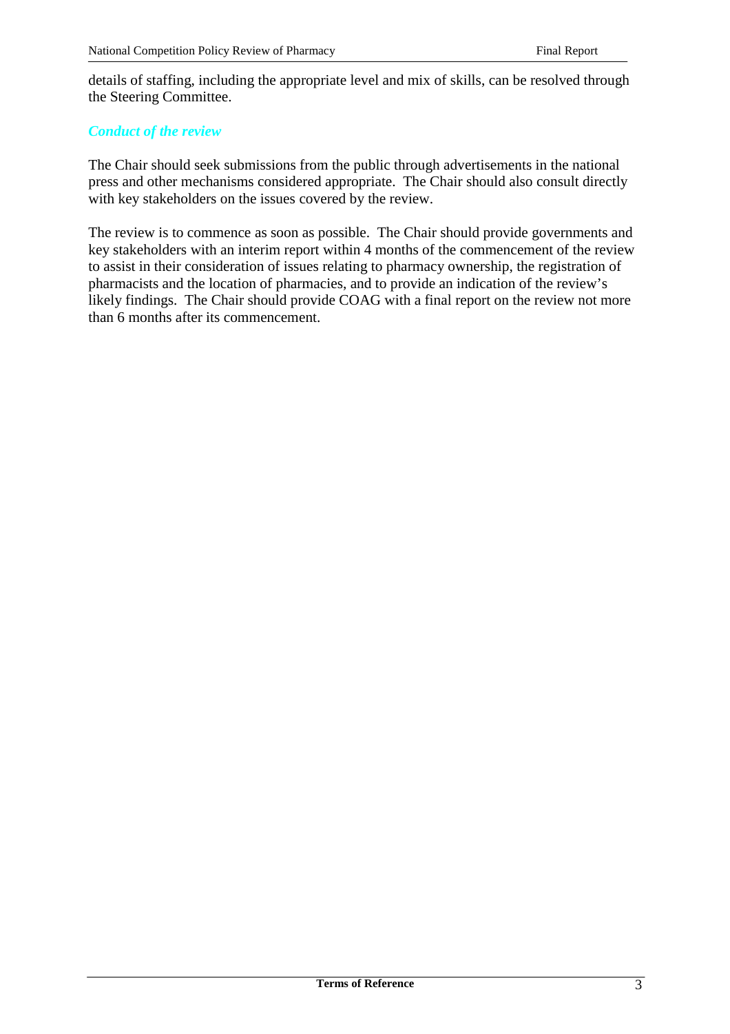details of staffing, including the appropriate level and mix of skills, can be resolved through the Steering Committee.

### *Conduct of the review*

The Chair should seek submissions from the public through advertisements in the national press and other mechanisms considered appropriate. The Chair should also consult directly with key stakeholders on the issues covered by the review.

The review is to commence as soon as possible. The Chair should provide governments and key stakeholders with an interim report within 4 months of the commencement of the review to assist in their consideration of issues relating to pharmacy ownership, the registration of pharmacists and the location of pharmacies, and to provide an indication of the review's likely findings. The Chair should provide COAG with a final report on the review not more than 6 months after its commencement.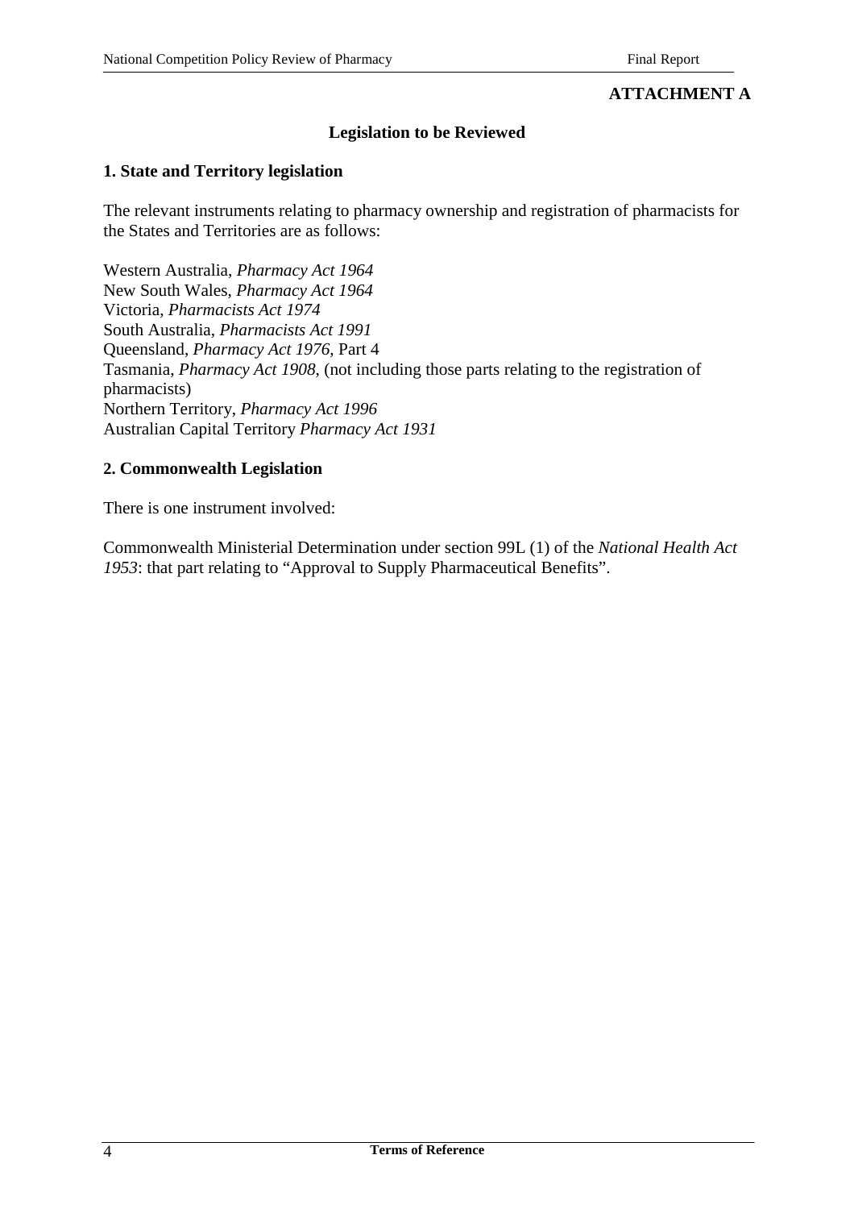**ATTACHMENT A**

## Legislation to be Reviewed

### 1. State and Territory legislation

The relevant instruments relating to pharmacy ownership and registration of pharmacists for the States and Territories are as follows:

Western Australia, *Pharmacy Act 1964*
New South Wales, *Pharmacy Act 1964*
Victoria, *Pharmacists Act 1974*
South Australia, *Pharmacists Act 1991*
Queensland, *Pharmacy Act 1976*, Part 4
Tasmania, *Pharmacy Act 1908*, (not including those parts relating to the registration of pharmacists)
Northern Territory, *Pharmacy Act 1996*
Australian Capital Territory *Pharmacy Act 1931*

### 2. Commonwealth Legislation

There is one instrument involved:

Commonwealth Ministerial Determination under section 99L (1) of the *National Health Act 1953*: that part relating to "Approval to Supply Pharmaceutical Benefits".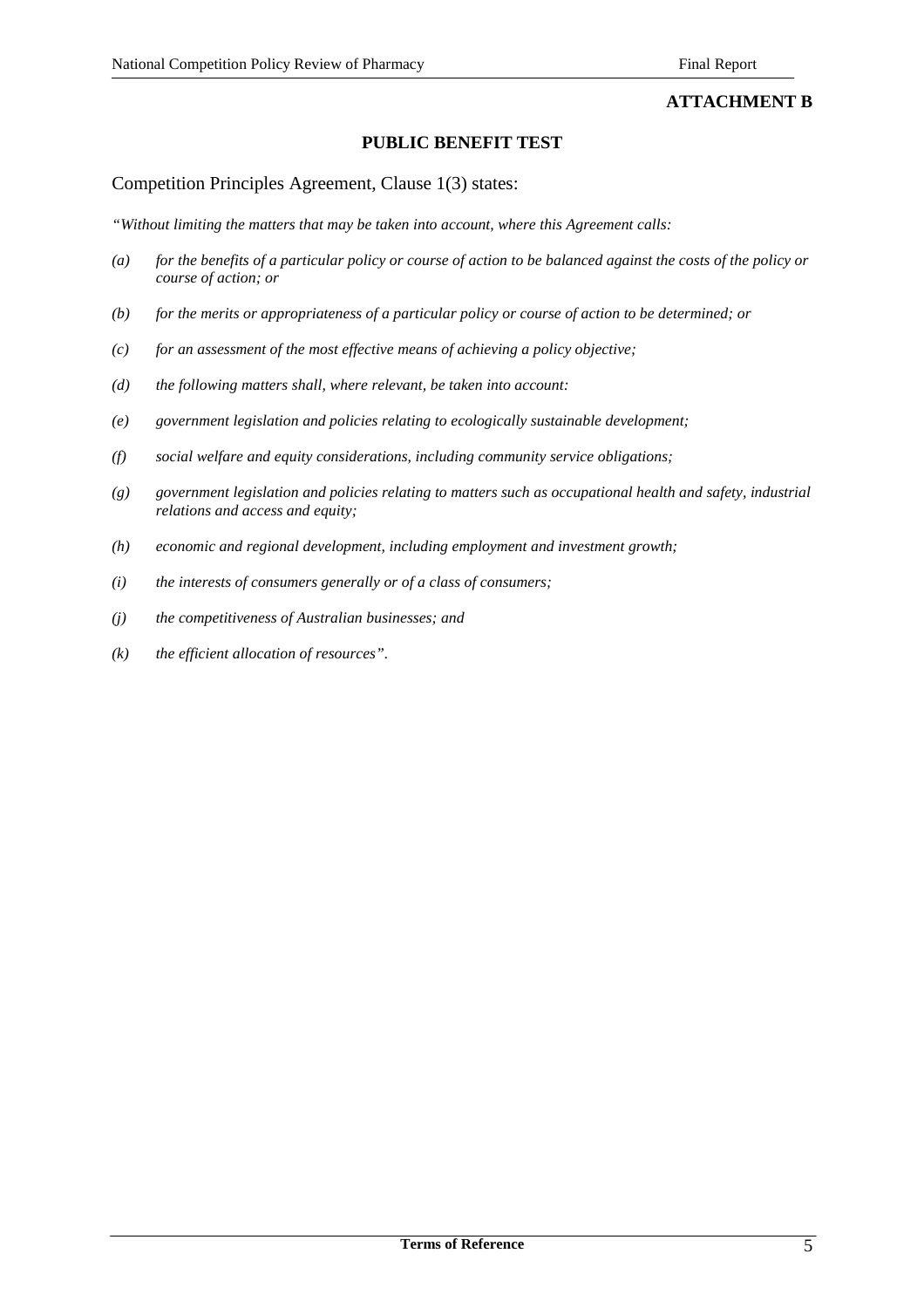**ATTACHMENT B**

## PUBLIC BENEFIT TEST

Competition Principles Agreement, Clause 1(3) states:

*"Without limiting the matters that may be taken into account, where this Agreement calls:*

*(a) for the benefits of a particular policy or course of action to be balanced against the costs of the policy or course of action; or*

*(b) for the merits or appropriateness of a particular policy or course of action to be determined; or*

*(c) for an assessment of the most effective means of achieving a policy objective;*

*(d) the following matters shall, where relevant, be taken into account:*

*(e) government legislation and policies relating to ecologically sustainable development;*

*(f) social welfare and equity considerations, including community service obligations;*

*(g) government legislation and policies relating to matters such as occupational health and safety, industrial relations and access and equity;*

*(h) economic and regional development, including employment and investment growth;*

*(i) the interests of consumers generally or of a class of consumers;*

*(j) the competitiveness of Australian businesses; and*

*(k) the efficient allocation of resources".*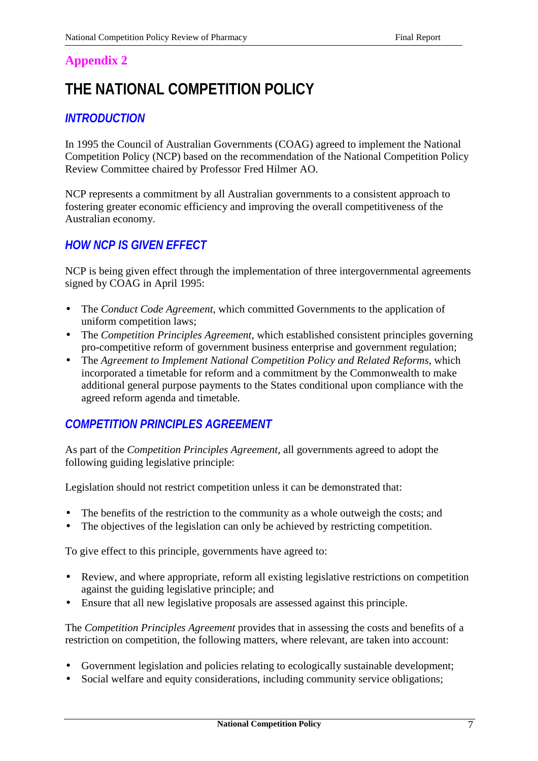## Appendix 2

# THE NATIONAL COMPETITION POLICY

### *INTRODUCTION*

In 1995 the Council of Australian Governments (COAG) agreed to implement the National Competition Policy (NCP) based on the recommendation of the National Competition Policy Review Committee chaired by Professor Fred Hilmer AO.

NCP represents a commitment by all Australian governments to a consistent approach to fostering greater economic efficiency and improving the overall competitiveness of the Australian economy.

### *HOW NCP IS GIVEN EFFECT*

NCP is being given effect through the implementation of three intergovernmental agreements signed by COAG in April 1995:

- The *Conduct Code Agreement*, which committed Governments to the application of uniform competition laws;
- The *Competition Principles Agreement*, which established consistent principles governing pro-competitive reform of government business enterprise and government regulation;
- The *Agreement to Implement National Competition Policy and Related Reforms*, which incorporated a timetable for reform and a commitment by the Commonwealth to make additional general purpose payments to the States conditional upon compliance with the agreed reform agenda and timetable.

### *COMPETITION PRINCIPLES AGREEMENT*

As part of the *Competition Principles Agreement*, all governments agreed to adopt the following guiding legislative principle:

Legislation should not restrict competition unless it can be demonstrated that:

- The benefits of the restriction to the community as a whole outweigh the costs; and
- The objectives of the legislation can only be achieved by restricting competition.

To give effect to this principle, governments have agreed to:

- Review, and where appropriate, reform all existing legislative restrictions on competition against the guiding legislative principle; and
- Ensure that all new legislative proposals are assessed against this principle.

The *Competition Principles Agreement* provides that in assessing the costs and benefits of a restriction on competition, the following matters, where relevant, are taken into account:

- Government legislation and policies relating to ecologically sustainable development;
- Social welfare and equity considerations, including community service obligations;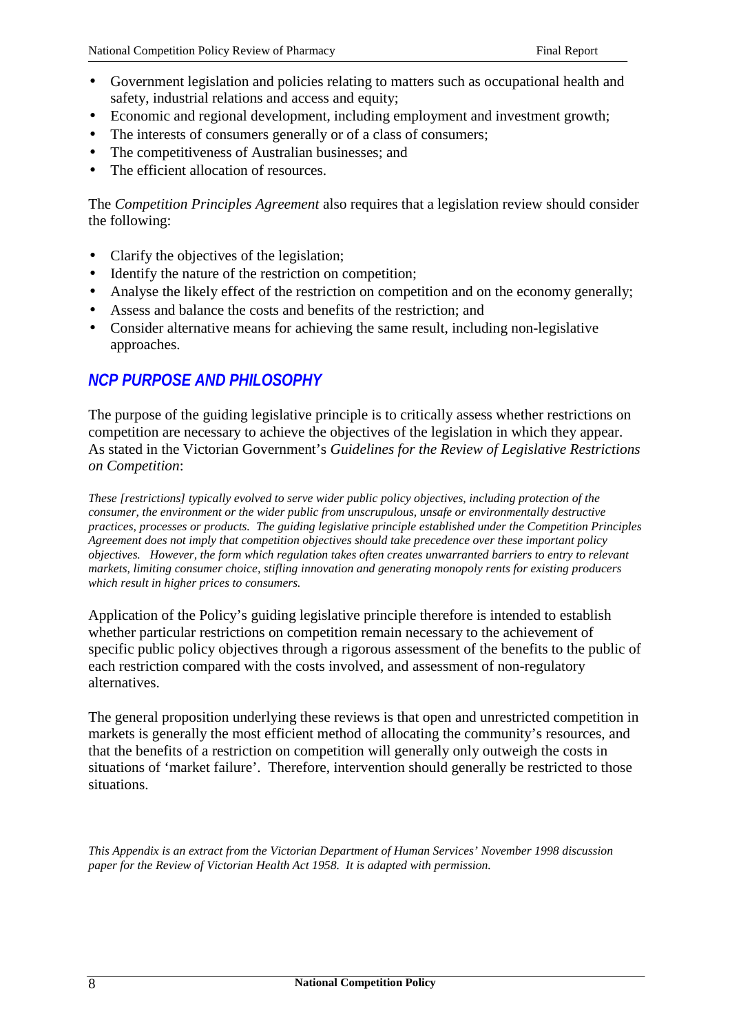- Government legislation and policies relating to matters such as occupational health and safety, industrial relations and access and equity;
- Economic and regional development, including employment and investment growth;
- The interests of consumers generally or of a class of consumers;
- The competitiveness of Australian businesses; and
- The efficient allocation of resources.

The *Competition Principles Agreement* also requires that a legislation review should consider the following:

- Clarify the objectives of the legislation;
- Identify the nature of the restriction on competition;
- Analyse the likely effect of the restriction on competition and on the economy generally;
- Assess and balance the costs and benefits of the restriction; and
- Consider alternative means for achieving the same result, including non-legislative approaches.

## NCP PURPOSE AND PHILOSOPHY

The purpose of the guiding legislative principle is to critically assess whether restrictions on competition are necessary to achieve the objectives of the legislation in which they appear. As stated in the Victorian Government's *Guidelines for the Review of Legislative Restrictions on Competition*:

*These [restrictions] typically evolved to serve wider public policy objectives, including protection of the consumer, the environment or the wider public from unscrupulous, unsafe or environmentally destructive practices, processes or products. The guiding legislative principle established under the Competition Principles Agreement does not imply that competition objectives should take precedence over these important policy objectives. However, the form which regulation takes often creates unwarranted barriers to entry to relevant markets, limiting consumer choice, stifling innovation and generating monopoly rents for existing producers which result in higher prices to consumers.*

Application of the Policy's guiding legislative principle therefore is intended to establish whether particular restrictions on competition remain necessary to the achievement of specific public policy objectives through a rigorous assessment of the benefits to the public of each restriction compared with the costs involved, and assessment of non-regulatory alternatives.

The general proposition underlying these reviews is that open and unrestricted competition in markets is generally the most efficient method of allocating the community's resources, and that the benefits of a restriction on competition will generally only outweigh the costs in situations of 'market failure'. Therefore, intervention should generally be restricted to those situations.

*This Appendix is an extract from the Victorian Department of Human Services' November 1998 discussion paper for the Review of Victorian Health Act 1958. It is adapted with permission.*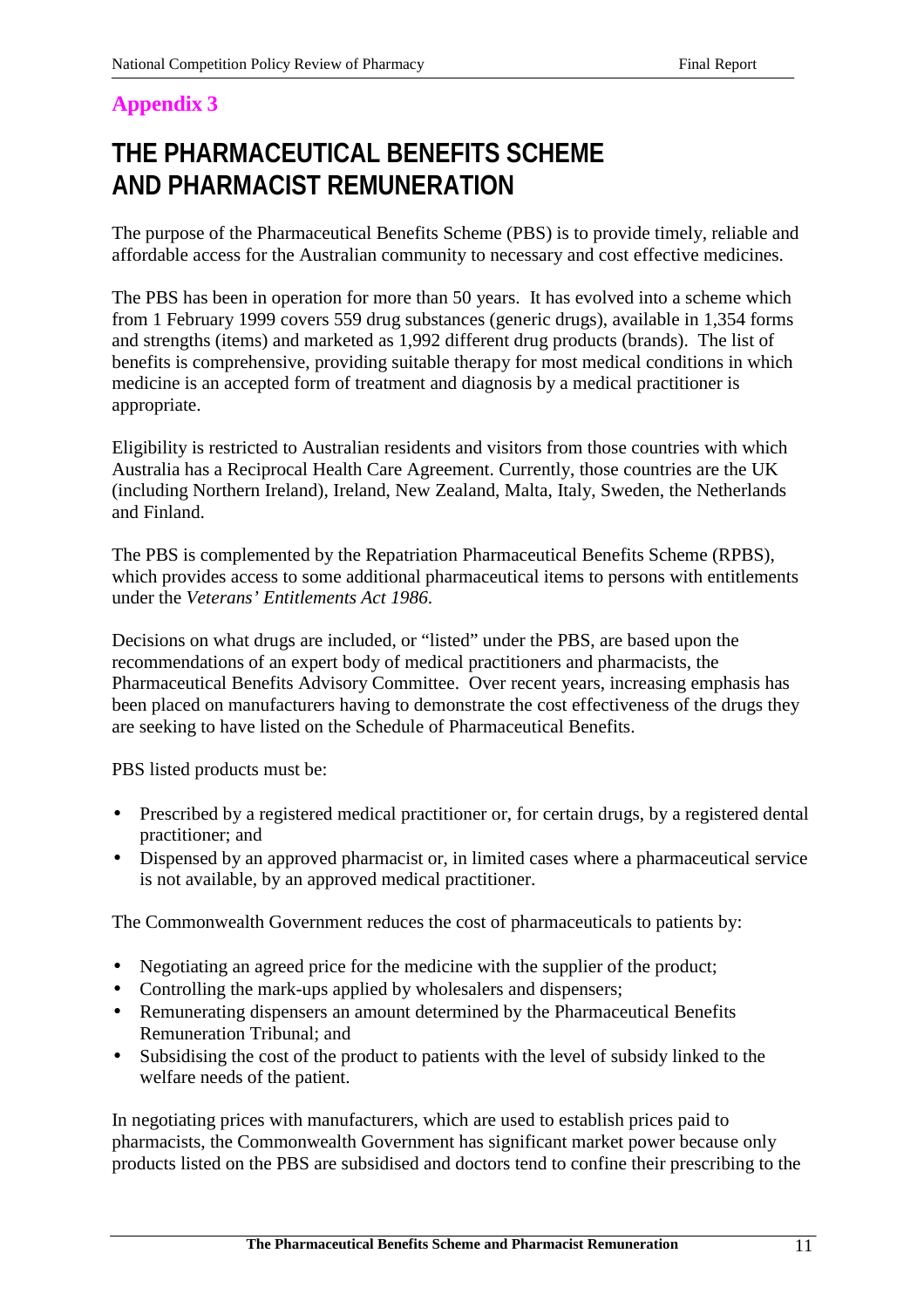## Appendix 3

# THE PHARMACEUTICAL BENEFITS SCHEME AND PHARMACIST REMUNERATION

The purpose of the Pharmaceutical Benefits Scheme (PBS) is to provide timely, reliable and affordable access for the Australian community to necessary and cost effective medicines.

The PBS has been in operation for more than 50 years. It has evolved into a scheme which from 1 February 1999 covers 559 drug substances (generic drugs), available in 1,354 forms and strengths (items) and marketed as 1,992 different drug products (brands). The list of benefits is comprehensive, providing suitable therapy for most medical conditions in which medicine is an accepted form of treatment and diagnosis by a medical practitioner is appropriate.

Eligibility is restricted to Australian residents and visitors from those countries with which Australia has a Reciprocal Health Care Agreement. Currently, those countries are the UK (including Northern Ireland), Ireland, New Zealand, Malta, Italy, Sweden, the Netherlands and Finland.

The PBS is complemented by the Repatriation Pharmaceutical Benefits Scheme (RPBS), which provides access to some additional pharmaceutical items to persons with entitlements under the *Veterans' Entitlements Act 1986*.

Decisions on what drugs are included, or "listed" under the PBS, are based upon the recommendations of an expert body of medical practitioners and pharmacists, the Pharmaceutical Benefits Advisory Committee. Over recent years, increasing emphasis has been placed on manufacturers having to demonstrate the cost effectiveness of the drugs they are seeking to have listed on the Schedule of Pharmaceutical Benefits.

PBS listed products must be:

- Prescribed by a registered medical practitioner or, for certain drugs, by a registered dental practitioner; and
- Dispensed by an approved pharmacist or, in limited cases where a pharmaceutical service is not available, by an approved medical practitioner.

The Commonwealth Government reduces the cost of pharmaceuticals to patients by:

- Negotiating an agreed price for the medicine with the supplier of the product;
- Controlling the mark-ups applied by wholesalers and dispensers;
- Remunerating dispensers an amount determined by the Pharmaceutical Benefits Remuneration Tribunal; and
- Subsidising the cost of the product to patients with the level of subsidy linked to the welfare needs of the patient.

In negotiating prices with manufacturers, which are used to establish prices paid to pharmacists, the Commonwealth Government has significant market power because only products listed on the PBS are subsidised and doctors tend to confine their prescribing to the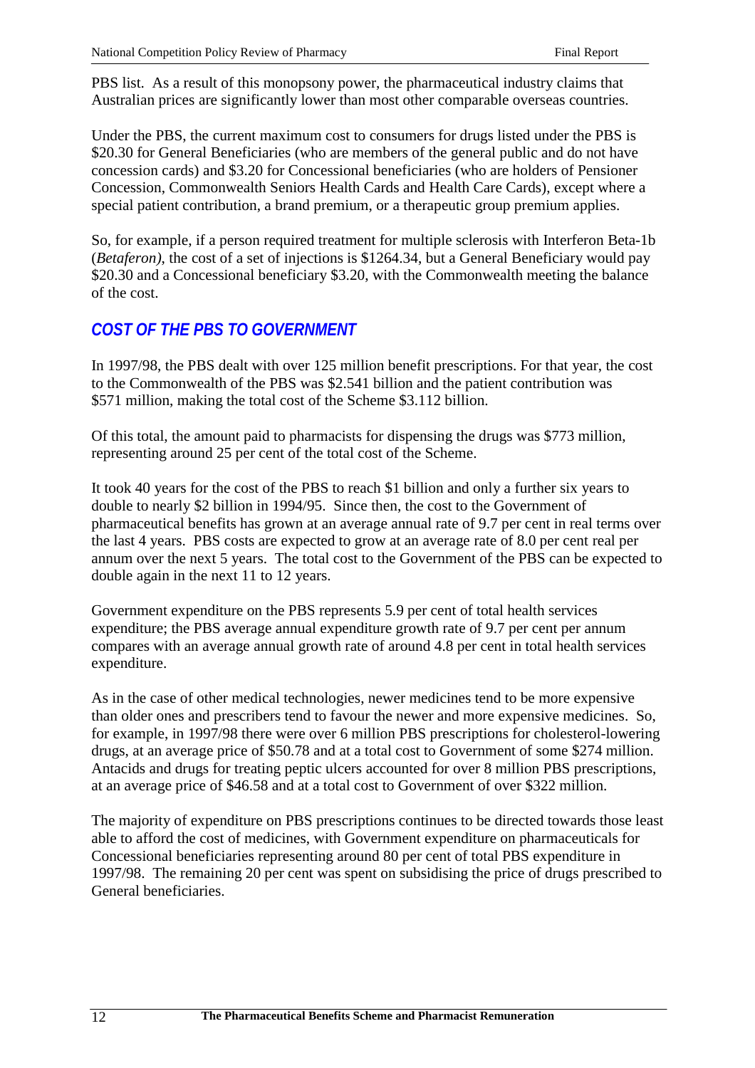PBS list. As a result of this monopsony power, the pharmaceutical industry claims that Australian prices are significantly lower than most other comparable overseas countries.

Under the PBS, the current maximum cost to consumers for drugs listed under the PBS is $20.30 for General Beneficiaries (who are members of the general public and do not have concession cards) and $3.20 for Concessional beneficiaries (who are holders of Pensioner Concession, Commonwealth Seniors Health Cards and Health Care Cards), except where a special patient contribution, a brand premium, or a therapeutic group premium applies.

So, for example, if a person required treatment for multiple sclerosis with Interferon Beta-1b (*Betaferon)*, the cost of a set of injections is $1264.34, but a General Beneficiary would pay $20.30 and a Concessional beneficiary $3.20, with the Commonwealth meeting the balance of the cost.

## *COST OF THE PBS TO GOVERNMENT*

In 1997/98, the PBS dealt with over 125 million benefit prescriptions. For that year, the cost to the Commonwealth of the PBS was $2.541 billion and the patient contribution was $571 million, making the total cost of the Scheme $3.112 billion.

Of this total, the amount paid to pharmacists for dispensing the drugs was $773 million, representing around 25 per cent of the total cost of the Scheme.

It took 40 years for the cost of the PBS to reach $1 billion and only a further six years to double to nearly $2 billion in 1994/95. Since then, the cost to the Government of pharmaceutical benefits has grown at an average annual rate of 9.7 per cent in real terms over the last 4 years. PBS costs are expected to grow at an average rate of 8.0 per cent real per annum over the next 5 years. The total cost to the Government of the PBS can be expected to double again in the next 11 to 12 years.

Government expenditure on the PBS represents 5.9 per cent of total health services expenditure; the PBS average annual expenditure growth rate of 9.7 per cent per annum compares with an average annual growth rate of around 4.8 per cent in total health services expenditure.

As in the case of other medical technologies, newer medicines tend to be more expensive than older ones and prescribers tend to favour the newer and more expensive medicines. So, for example, in 1997/98 there were over 6 million PBS prescriptions for cholesterol-lowering drugs, at an average price of $50.78 and at a total cost to Government of some $274 million. Antacids and drugs for treating peptic ulcers accounted for over 8 million PBS prescriptions, at an average price of $46.58 and at a total cost to Government of over $322 million.

The majority of expenditure on PBS prescriptions continues to be directed towards those least able to afford the cost of medicines, with Government expenditure on pharmaceuticals for Concessional beneficiaries representing around 80 per cent of total PBS expenditure in 1997/98. The remaining 20 per cent was spent on subsidising the price of drugs prescribed to General beneficiaries.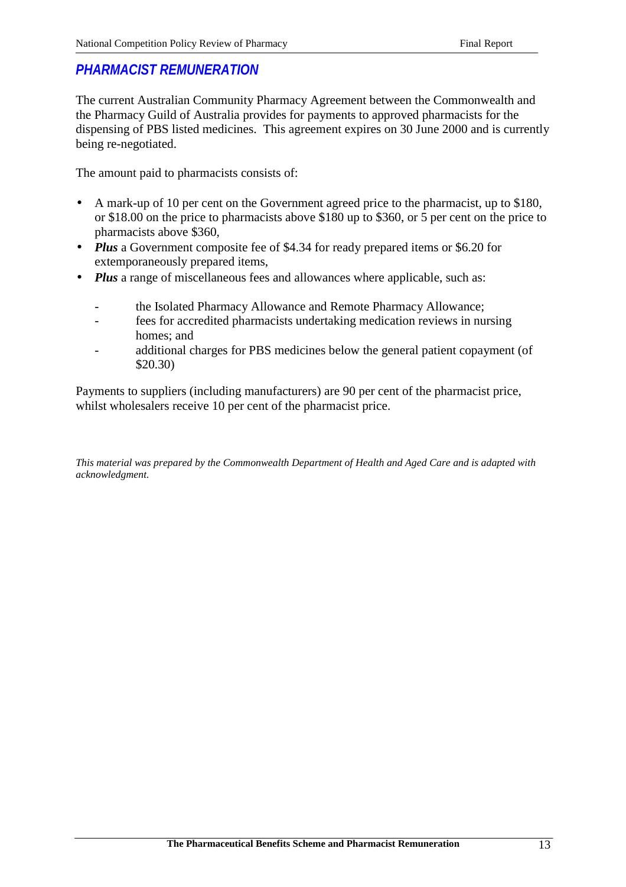## *PHARMACIST REMUNERATION*

The current Australian Community Pharmacy Agreement between the Commonwealth and the Pharmacy Guild of Australia provides for payments to approved pharmacists for the dispensing of PBS listed medicines. This agreement expires on 30 June 2000 and is currently being re-negotiated.

The amount paid to pharmacists consists of:

- A mark-up of 10 per cent on the Government agreed price to the pharmacist, up to $180, or $18.00 on the price to pharmacists above $180 up to $360, or 5 per cent on the price to pharmacists above $360,
- ***Plus*** a Government composite fee of $4.34 for ready prepared items or $6.20 for extemporaneously prepared items,
- ***Plus*** a range of miscellaneous fees and allowances where applicable, such as:
  - the Isolated Pharmacy Allowance and Remote Pharmacy Allowance;
  - fees for accredited pharmacists undertaking medication reviews in nursing homes; and
  - additional charges for PBS medicines below the general patient copayment (of $20.30)

Payments to suppliers (including manufacturers) are 90 per cent of the pharmacist price, whilst wholesalers receive 10 per cent of the pharmacist price.

*This material was prepared by the Commonwealth Department of Health and Aged Care and is adapted with acknowledgment.*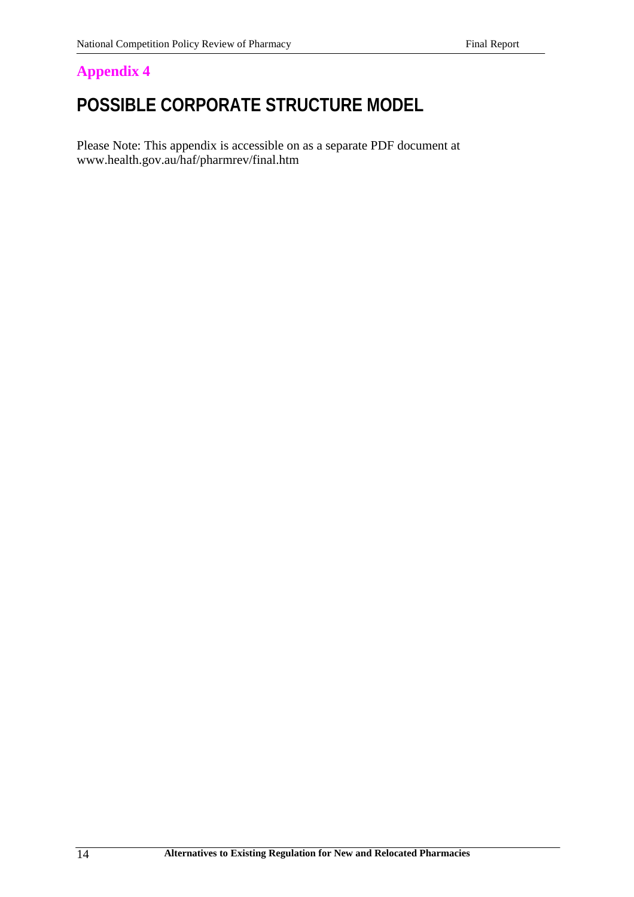## Appendix 4

# POSSIBLE CORPORATE STRUCTURE MODEL

Please Note: This appendix is accessible on as a separate PDF document at www.health.gov.au/haf/pharmrev/final.htm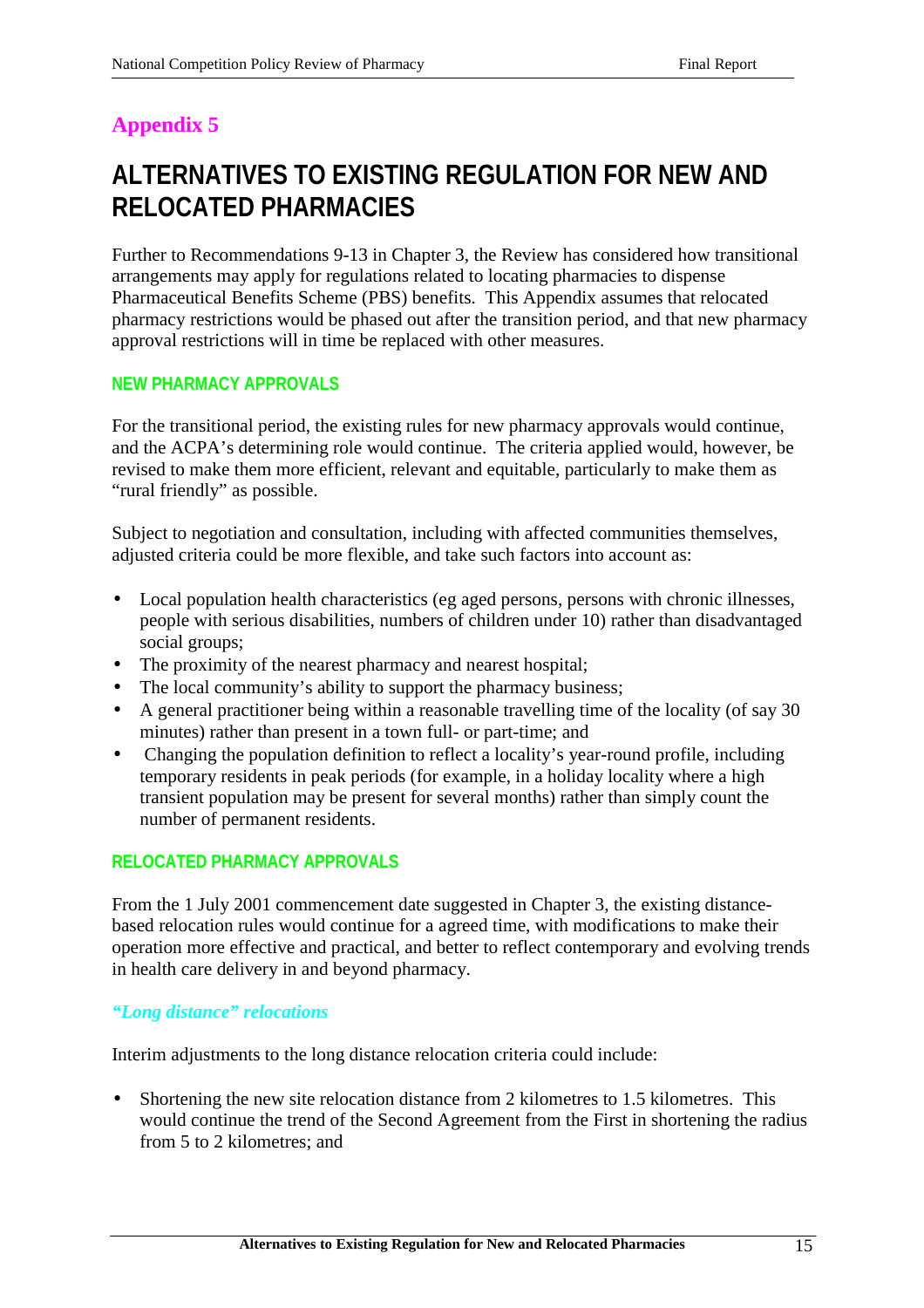## Appendix 5

# ALTERNATIVES TO EXISTING REGULATION FOR NEW AND RELOCATED PHARMACIES

Further to Recommendations 9-13 in Chapter 3, the Review has considered how transitional arrangements may apply for regulations related to locating pharmacies to dispense Pharmaceutical Benefits Scheme (PBS) benefits. This Appendix assumes that relocated pharmacy restrictions would be phased out after the transition period, and that new pharmacy approval restrictions will in time be replaced with other measures.

### NEW PHARMACY APPROVALS

For the transitional period, the existing rules for new pharmacy approvals would continue, and the ACPA's determining role would continue. The criteria applied would, however, be revised to make them more efficient, relevant and equitable, particularly to make them as "rural friendly" as possible.

Subject to negotiation and consultation, including with affected communities themselves, adjusted criteria could be more flexible, and take such factors into account as:

- Local population health characteristics (eg aged persons, persons with chronic illnesses, people with serious disabilities, numbers of children under 10) rather than disadvantaged social groups;
- The proximity of the nearest pharmacy and nearest hospital;
- The local community's ability to support the pharmacy business;
- A general practitioner being within a reasonable travelling time of the locality (of say 30 minutes) rather than present in a town full- or part-time; and
- Changing the population definition to reflect a locality's year-round profile, including temporary residents in peak periods (for example, in a holiday locality where a high transient population may be present for several months) rather than simply count the number of permanent residents.

### RELOCATED PHARMACY APPROVALS

From the 1 July 2001 commencement date suggested in Chapter 3, the existing distance-based relocation rules would continue for a agreed time, with modifications to make their operation more effective and practical, and better to reflect contemporary and evolving trends in health care delivery in and beyond pharmacy.

#### *"Long distance" relocations*

Interim adjustments to the long distance relocation criteria could include:

- Shortening the new site relocation distance from 2 kilometres to 1.5 kilometres. This would continue the trend of the Second Agreement from the First in shortening the radius from 5 to 2 kilometres; and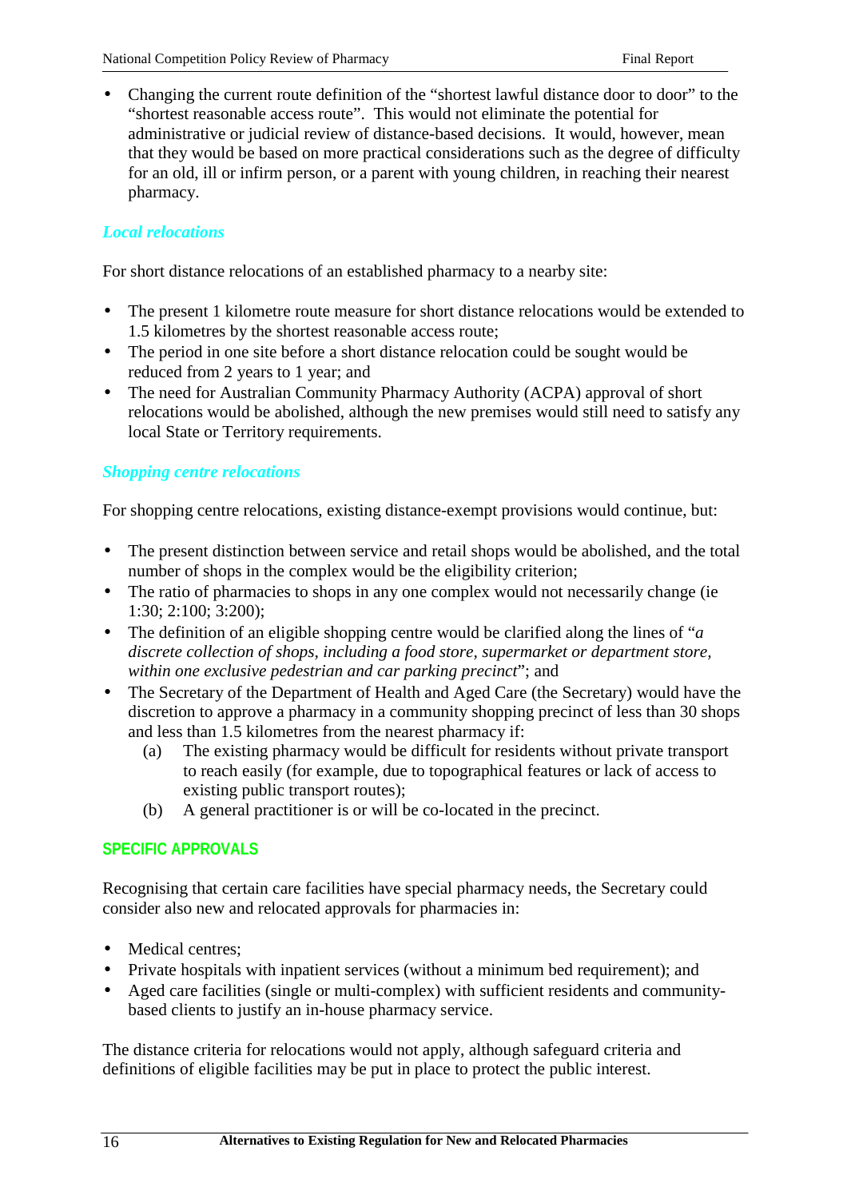- Changing the current route definition of the "shortest lawful distance door to door" to the "shortest reasonable access route". This would not eliminate the potential for administrative or judicial review of distance-based decisions. It would, however, mean that they would be based on more practical considerations such as the degree of difficulty for an old, ill or infirm person, or a parent with young children, in reaching their nearest pharmacy.

### *Local relocations*

For short distance relocations of an established pharmacy to a nearby site:

- The present 1 kilometre route measure for short distance relocations would be extended to 1.5 kilometres by the shortest reasonable access route;
- The period in one site before a short distance relocation could be sought would be reduced from 2 years to 1 year; and
- The need for Australian Community Pharmacy Authority (ACPA) approval of short relocations would be abolished, although the new premises would still need to satisfy any local State or Territory requirements.

### *Shopping centre relocations*

For shopping centre relocations, existing distance-exempt provisions would continue, but:

- The present distinction between service and retail shops would be abolished, and the total number of shops in the complex would be the eligibility criterion;
- The ratio of pharmacies to shops in any one complex would not necessarily change (ie 1:30; 2:100; 3:200);
- The definition of an eligible shopping centre would be clarified along the lines of "*a discrete collection of shops, including a food store, supermarket or department store, within one exclusive pedestrian and car parking precinct*"; and
- The Secretary of the Department of Health and Aged Care (the Secretary) would have the discretion to approve a pharmacy in a community shopping precinct of less than 30 shops and less than 1.5 kilometres from the nearest pharmacy if:
  - (a) The existing pharmacy would be difficult for residents without private transport to reach easily (for example, due to topographical features or lack of access to existing public transport routes);
  - (b) A general practitioner is or will be co-located in the precinct.

## SPECIFIC APPROVALS

Recognising that certain care facilities have special pharmacy needs, the Secretary could consider also new and relocated approvals for pharmacies in:

- Medical centres;
- Private hospitals with inpatient services (without a minimum bed requirement); and
- Aged care facilities (single or multi-complex) with sufficient residents and community-based clients to justify an in-house pharmacy service.

The distance criteria for relocations would not apply, although safeguard criteria and definitions of eligible facilities may be put in place to protect the public interest.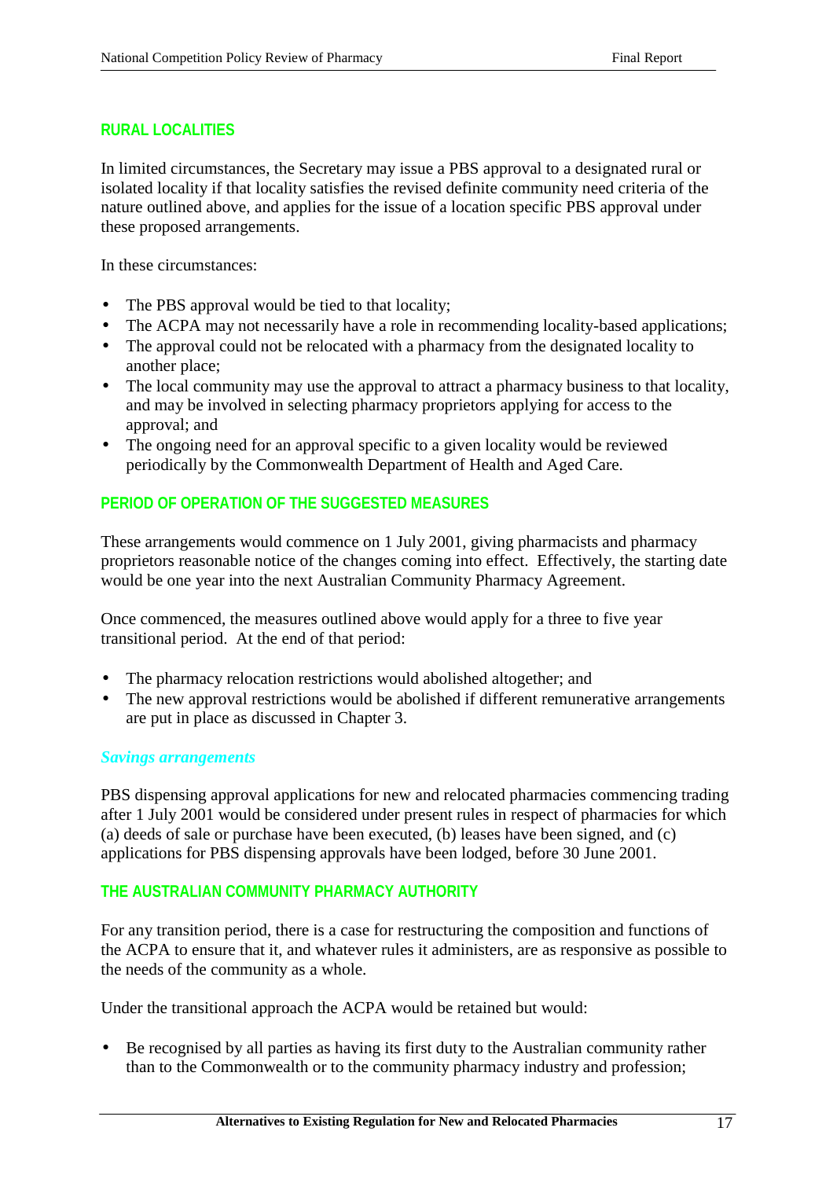### RURAL LOCALITIES

In limited circumstances, the Secretary may issue a PBS approval to a designated rural or isolated locality if that locality satisfies the revised definite community need criteria of the nature outlined above, and applies for the issue of a location specific PBS approval under these proposed arrangements.

In these circumstances:

- The PBS approval would be tied to that locality;
- The ACPA may not necessarily have a role in recommending locality-based applications;
- The approval could not be relocated with a pharmacy from the designated locality to another place;
- The local community may use the approval to attract a pharmacy business to that locality, and may be involved in selecting pharmacy proprietors applying for access to the approval; and
- The ongoing need for an approval specific to a given locality would be reviewed periodically by the Commonwealth Department of Health and Aged Care.

### PERIOD OF OPERATION OF THE SUGGESTED MEASURES

These arrangements would commence on 1 July 2001, giving pharmacists and pharmacy proprietors reasonable notice of the changes coming into effect. Effectively, the starting date would be one year into the next Australian Community Pharmacy Agreement.

Once commenced, the measures outlined above would apply for a three to five year transitional period. At the end of that period:

- The pharmacy relocation restrictions would abolished altogether; and
- The new approval restrictions would be abolished if different remunerative arrangements are put in place as discussed in Chapter 3.

#### *Savings arrangements*

PBS dispensing approval applications for new and relocated pharmacies commencing trading after 1 July 2001 would be considered under present rules in respect of pharmacies for which (a) deeds of sale or purchase have been executed, (b) leases have been signed, and (c) applications for PBS dispensing approvals have been lodged, before 30 June 2001.

### THE AUSTRALIAN COMMUNITY PHARMACY AUTHORITY

For any transition period, there is a case for restructuring the composition and functions of the ACPA to ensure that it, and whatever rules it administers, are as responsive as possible to the needs of the community as a whole.

Under the transitional approach the ACPA would be retained but would:

- Be recognised by all parties as having its first duty to the Australian community rather than to the Commonwealth or to the community pharmacy industry and profession;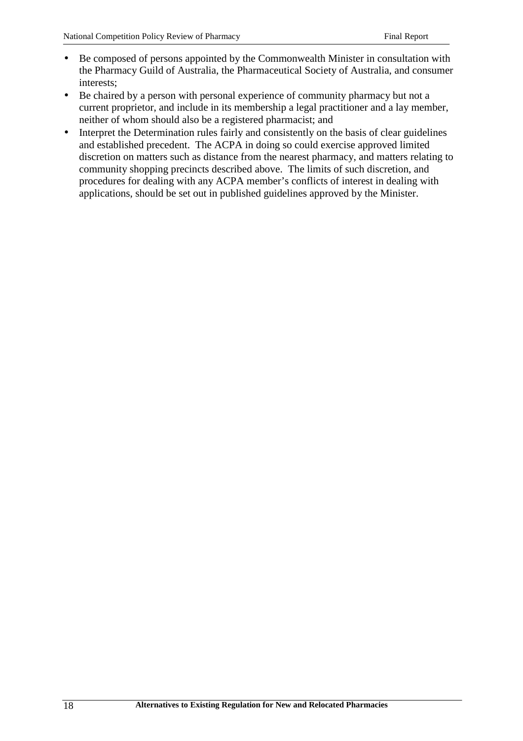- Be composed of persons appointed by the Commonwealth Minister in consultation with the Pharmacy Guild of Australia, the Pharmaceutical Society of Australia, and consumer interests;
- Be chaired by a person with personal experience of community pharmacy but not a current proprietor, and include in its membership a legal practitioner and a lay member, neither of whom should also be a registered pharmacist; and
- Interpret the Determination rules fairly and consistently on the basis of clear guidelines and established precedent. The ACPA in doing so could exercise approved limited discretion on matters such as distance from the nearest pharmacy, and matters relating to community shopping precincts described above. The limits of such discretion, and procedures for dealing with any ACPA member's conflicts of interest in dealing with applications, should be set out in published guidelines approved by the Minister.